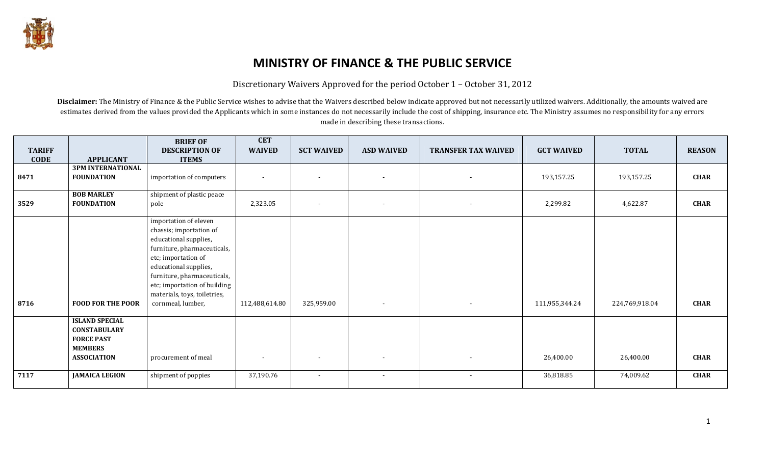# MINISTRY OF FINANCE & THE PUBLIC SERVICE

Discretionary Waivers Approved for the period October 1 – October 31, 2012

**Disclaimer:** The Ministry of Finance & the Public Service wishes to advise that the Waivers described below indicate approved but not necessarily utilized waivers. Additionally, the amounts waived are estimates derived from the values provided the Applicants which in some instances do not necessarily include the cost of shipping, insurance etc. The Ministry assumes no responsibility for any errors made in describing these transactions.

| TARIFF CODE | APPLICANT | BRIEF OF DESCRIPTION OF ITEMS | CET WAIVED | SCT WAIVED | ASD WAIVED | TRANSFER TAX WAIVED | GCT WAIVED | TOTAL | REASON |
|---|---|---|---|---|---|---|---|---|---|
| 8471 | **3PM INTERNATIONAL FOUNDATION** | importation of computers | - | - | - | - | 193,157.25 | 193,157.25 | **CHAR** |
| 3529 | **BOB MARLEY FOUNDATION** | shipment of plastic peace pole | 2,323.05 | - | - | - | 2,299.82 | 4,622.87 | **CHAR** |
| 8716 | **FOOD FOR THE POOR** | importation of eleven chassis; importation of educational supplies, furniture, pharmaceuticals, etc; importation of educational supplies, furniture, pharmaceuticals, etc; importation of building materials, toys, toiletries, cornmeal, lumber, | 112,488,614.80 | 325,959.00 | - | - | 111,955,344.24 | 224,769,918.04 | **CHAR** |
| | **ISLAND SPECIAL CONSTABULARY FORCE PAST MEMBERS ASSOCIATION** | procurement of meal | - | - | - | - | 26,400.00 | 26,400.00 | **CHAR** |
| 7117 | **JAMAICA LEGION** | shipment of poppies | 37,190.76 | - | - | - | 36,818.85 | 74,009.62 | **CHAR** |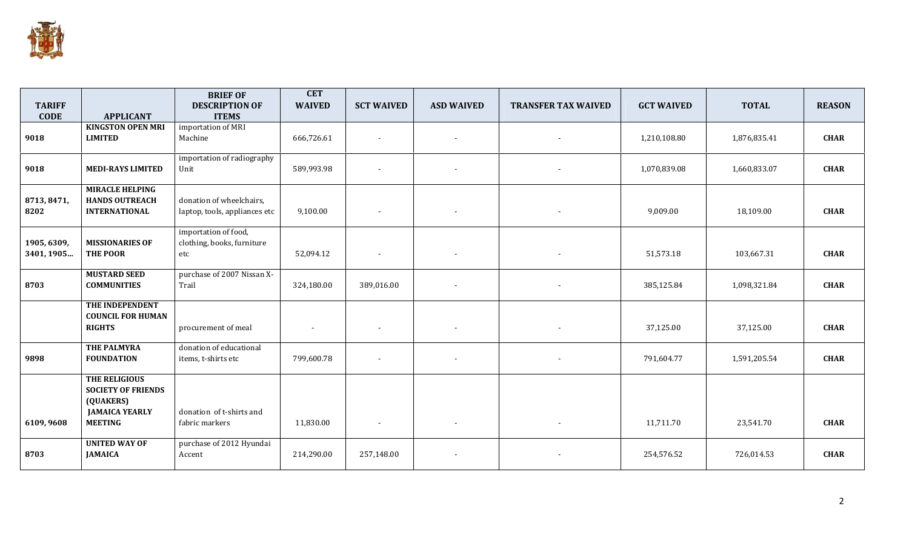| TARIFF CODE | APPLICANT | BRIEF OF DESCRIPTION OF ITEMS | CET WAIVED | SCT WAIVED | ASD WAIVED | TRANSFER TAX WAIVED | GCT WAIVED | TOTAL | REASON |
|---|---|---|---|---|---|---|---|---|---|
| 9018 | **KINGSTON OPEN MRI LIMITED** | importation of MRI Machine | 666,726.61 | - | - | - | 1,210,108.80 | 1,876,835.41 | **CHAR** |
| 9018 | **MEDI-RAYS LIMITED** | importation of radiography Unit | 589,993.98 | - | - | - | 1,070,839.08 | 1,660,833.07 | **CHAR** |
| 8713, 8471, 8202 | **MIRACLE HELPING HANDS OUTREACH INTERNATIONAL** | donation of wheelchairs, laptop, tools, appliances etc | 9,100.00 | - | - | - | 9,009.00 | 18,109.00 | **CHAR** |
| 1905, 6309, 3401, 1905... | **MISSIONARIES OF THE POOR** | importation of food, clothing, books, furniture etc | 52,094.12 | - | - | - | 51,573.18 | 103,667.31 | **CHAR** |
| 8703 | **MUSTARD SEED COMMUNITIES** | purchase of 2007 Nissan X-Trail | 324,180.00 | 389,016.00 | - | - | 385,125.84 | 1,098,321.84 | **CHAR** |
| | **THE INDEPENDENT COUNCIL FOR HUMAN RIGHTS** | procurement of meal | - | - | - | - | 37,125.00 | 37,125.00 | **CHAR** |
| 9898 | **THE PALMYRA FOUNDATION** | donation of educational items, t-shirts etc | 799,600.78 | - | - | - | 791,604.77 | 1,591,205.54 | **CHAR** |
| 6109, 9608 | **THE RELIGIOUS SOCIETY OF FRIENDS (QUAKERS) JAMAICA YEARLY MEETING** | donation of t-shirts and fabric markers | 11,830.00 | - | - | - | 11,711.70 | 23,541.70 | **CHAR** |
| 8703 | **UNITED WAY OF JAMAICA** | purchase of 2012 Hyundai Accent | 214,290.00 | 257,148.00 | - | - | 254,576.52 | 726,014.53 | **CHAR** |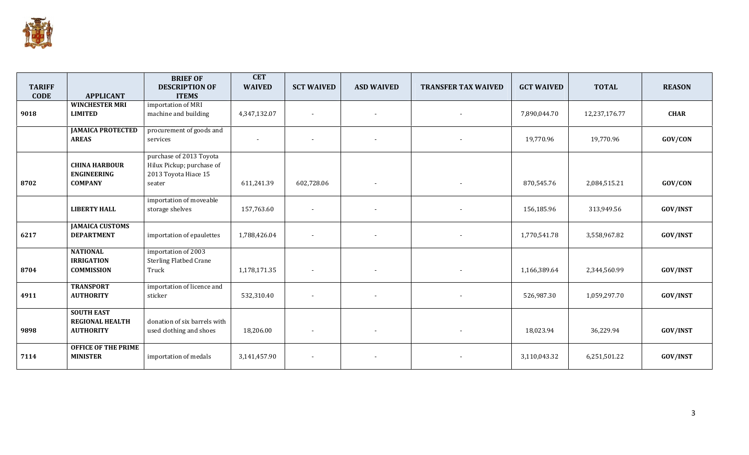| TARIFF CODE | APPLICANT | BRIEF OF DESCRIPTION OF ITEMS | CET WAIVED | SCT WAIVED | ASD WAIVED | TRANSFER TAX WAIVED | GCT WAIVED | TOTAL | REASON |
|---|---|---|---|---|---|---|---|---|---|
| 9018 | **WINCHESTER MRI LIMITED** | importation of MRI machine and building | 4,347,132.07 | - | - | - | 7,890,044.70 | 12,237,176.77 | **CHAR** |
| | **JAMAICA PROTECTED AREAS** | procurement of goods and services | - | - | - | - | 19,770.96 | 19,770.96 | **GOV/CON** |
| 8702 | **CHINA HARBOUR ENGINEERING COMPANY** | purchase of 2013 Toyota Hilux Pickup; purchase of 2013 Toyota Hiace 15 seater | 611,241.39 | 602,728.06 | - | - | 870,545.76 | 2,084,515.21 | **GOV/CON** |
| | **LIBERTY HALL** | importation of moveable storage shelves | 157,763.60 | - | - | - | 156,185.96 | 313,949.56 | **GOV/INST** |
| 6217 | **JAMAICA CUSTOMS DEPARTMENT** | importation of epaulettes | 1,788,426.04 | - | - | - | 1,770,541.78 | 3,558,967.82 | **GOV/INST** |
| 8704 | **NATIONAL IRRIGATION COMMISSION** | importation of 2003 Sterling Flatbed Crane Truck | 1,178,171.35 | - | - | - | 1,166,389.64 | 2,344,560.99 | **GOV/INST** |
| 4911 | **TRANSPORT AUTHORITY** | importation of licence and sticker | 532,310.40 | - | - | - | 526,987.30 | 1,059,297.70 | **GOV/INST** |
| 9898 | **SOUTH EAST REGIONAL HEALTH AUTHORITY** | donation of six barrels with used clothing and shoes | 18,206.00 | - | - | - | 18,023.94 | 36,229.94 | **GOV/INST** |
| 7114 | **OFFICE OF THE PRIME MINISTER** | importation of medals | 3,141,457.90 | - | - | - | 3,110,043.32 | 6,251,501.22 | **GOV/INST** |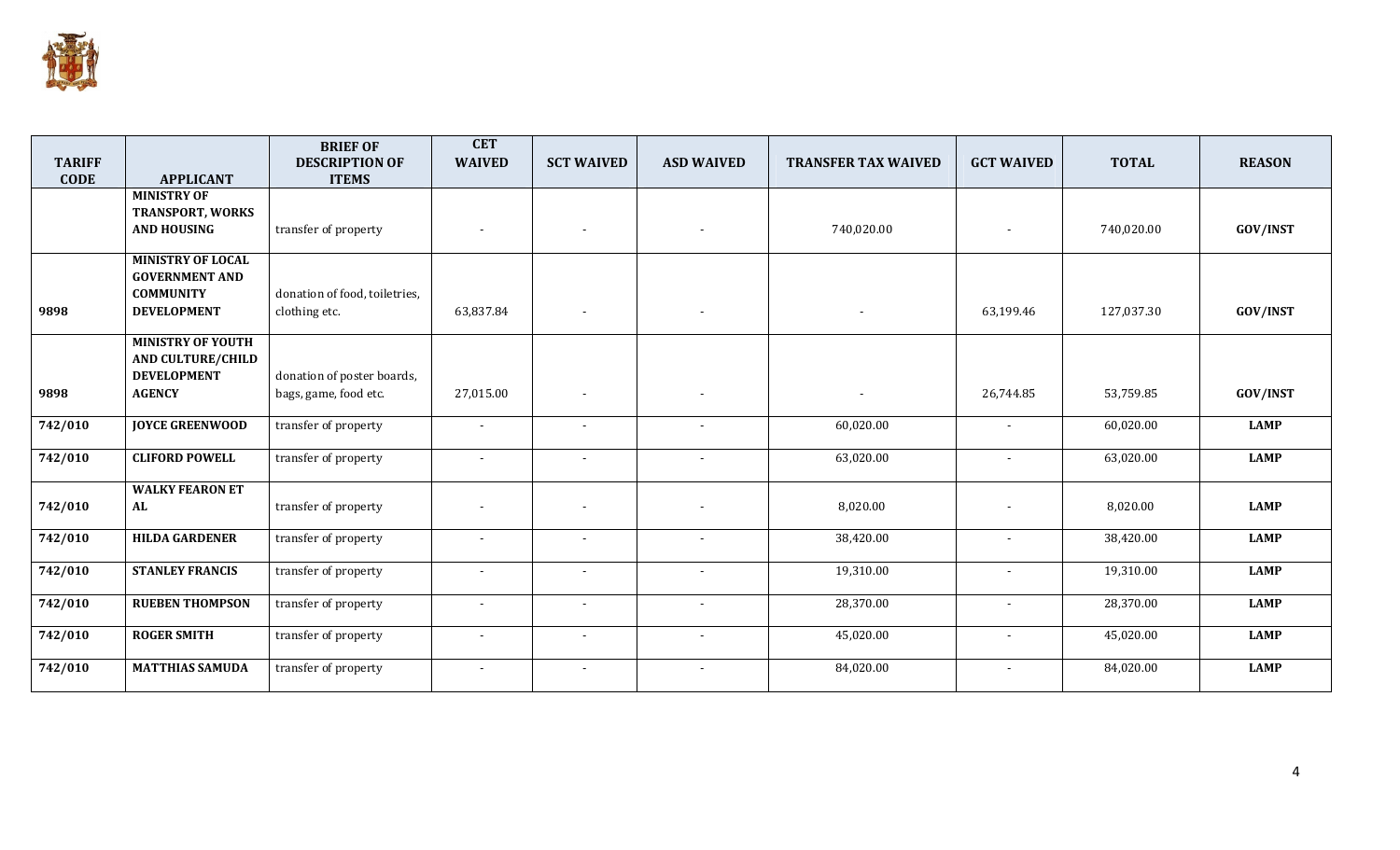| TARIFF CODE | APPLICANT | BRIEF OF DESCRIPTION OF ITEMS | CET WAIVED | SCT WAIVED | ASD WAIVED | TRANSFER TAX WAIVED | GCT WAIVED | TOTAL | REASON |
|---|---|---|---|---|---|---|---|---|---|
| | **MINISTRY OF TRANSPORT, WORKS AND HOUSING** | transfer of property | - | - | - | 740,020.00 | - | 740,020.00 | **GOV/INST** |
| **9898** | **MINISTRY OF LOCAL GOVERNMENT AND COMMUNITY DEVELOPMENT** | donation of food, toiletries, clothing etc. | 63,837.84 | - | - | - | 63,199.46 | 127,037.30 | **GOV/INST** |
| **9898** | **MINISTRY OF YOUTH AND CULTURE/CHILD DEVELOPMENT AGENCY** | donation of poster boards, bags, game, food etc. | 27,015.00 | - | - | - | 26,744.85 | 53,759.85 | **GOV/INST** |
| **742/010** | **JOYCE GREENWOOD** | transfer of property | - | - | - | 60,020.00 | - | 60,020.00 | **LAMP** |
| **742/010** | **CLIFORD POWELL** | transfer of property | - | - | - | 63,020.00 | - | 63,020.00 | **LAMP** |
| **742/010** | **WALKY FEARON ET AL** | transfer of property | - | - | - | 8,020.00 | - | 8,020.00 | **LAMP** |
| **742/010** | **HILDA GARDENER** | transfer of property | - | - | - | 38,420.00 | - | 38,420.00 | **LAMP** |
| **742/010** | **STANLEY FRANCIS** | transfer of property | - | - | - | 19,310.00 | - | 19,310.00 | **LAMP** |
| **742/010** | **RUEBEN THOMPSON** | transfer of property | - | - | - | 28,370.00 | - | 28,370.00 | **LAMP** |
| **742/010** | **ROGER SMITH** | transfer of property | - | - | - | 45,020.00 | - | 45,020.00 | **LAMP** |
| **742/010** | **MATTHIAS SAMUDA** | transfer of property | - | - | - | 84,020.00 | - | 84,020.00 | **LAMP** |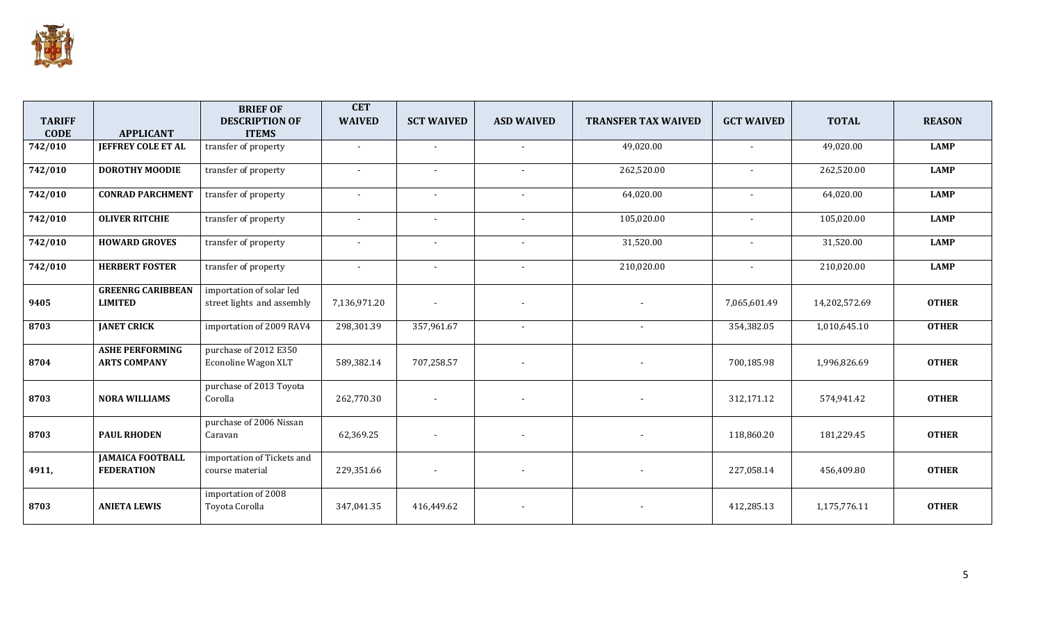| TARIFF CODE | APPLICANT | BRIEF OF DESCRIPTION OF ITEMS | CET WAIVED | SCT WAIVED | ASD WAIVED | TRANSFER TAX WAIVED | GCT WAIVED | TOTAL | REASON |
|---|---|---|---|---|---|---|---|---|---|
| 742/010 | JEFFREY COLE ET AL | transfer of property | - | - | - | 49,020.00 | - | 49,020.00 | LAMP |
| 742/010 | DOROTHY MOODIE | transfer of property | - | - | - | 262,520.00 | - | 262,520.00 | LAMP |
| 742/010 | CONRAD PARCHMENT | transfer of property | - | - | - | 64,020.00 | - | 64,020.00 | LAMP |
| 742/010 | OLIVER RITCHIE | transfer of property | - | - | - | 105,020.00 | - | 105,020.00 | LAMP |
| 742/010 | HOWARD GROVES | transfer of property | - | - | - | 31,520.00 | - | 31,520.00 | LAMP |
| 742/010 | HERBERT FOSTER | transfer of property | - | - | - | 210,020.00 | - | 210,020.00 | LAMP |
| 9405 | GREENRG CARIBBEAN LIMITED | importation of solar led street lights and assembly | 7,136,971.20 | - | - | - | 7,065,601.49 | 14,202,572.69 | OTHER |
| 8703 | JANET CRICK | importation of 2009 RAV4 | 298,301.39 | 357,961.67 | - | - | 354,382.05 | 1,010,645.10 | OTHER |
| 8704 | ASHE PERFORMING ARTS COMPANY | purchase of 2012 E350 Econoline Wagon XLT | 589,382.14 | 707,258.57 | - | - | 700,185.98 | 1,996,826.69 | OTHER |
| 8703 | NORA WILLIAMS | purchase of 2013 Toyota Corolla | 262,770.30 | - | - | - | 312,171.12 | 574,941.42 | OTHER |
| 8703 | PAUL RHODEN | purchase of 2006 Nissan Caravan | 62,369.25 | - | - | - | 118,860.20 | 181,229.45 | OTHER |
| 4911, | JAMAICA FOOTBALL FEDERATION | importation of Tickets and course material | 229,351.66 | - | - | - | 227,058.14 | 456,409.80 | OTHER |
| 8703 | ANIETA LEWIS | importation of 2008 Toyota Corolla | 347,041.35 | 416,449.62 | - | - | 412,285.13 | 1,175,776.11 | OTHER |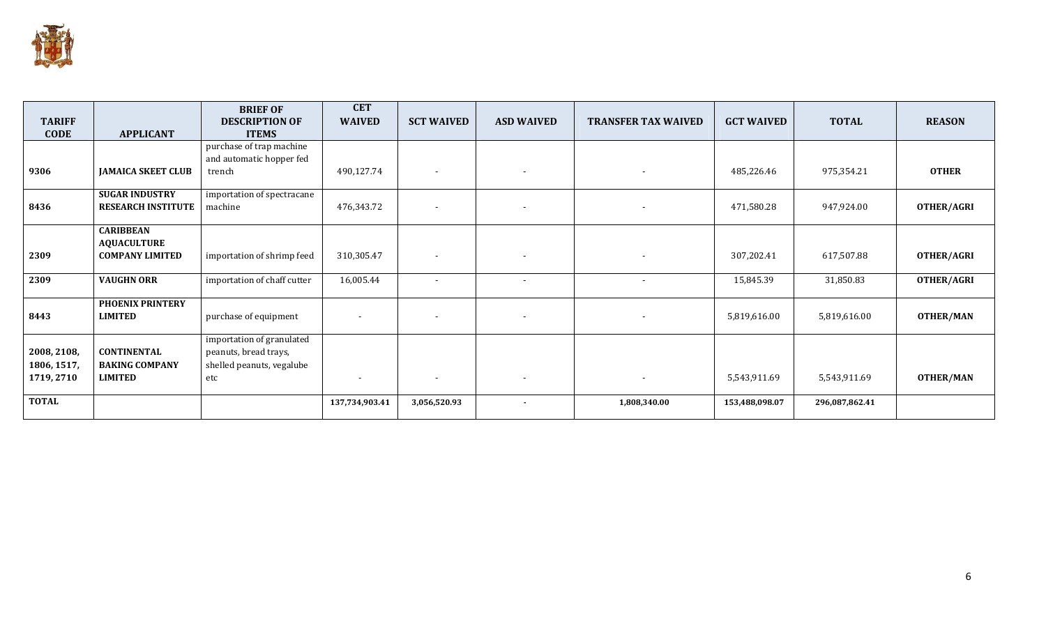| TARIFF CODE | APPLICANT | BRIEF OF DESCRIPTION OF ITEMS | CET WAIVED | SCT WAIVED | ASD WAIVED | TRANSFER TAX WAIVED | GCT WAIVED | TOTAL | REASON |
|---|---|---|---|---|---|---|---|---|---|
| 9306 | **JAMAICA SKEET CLUB** | purchase of trap machine and automatic hopper fed trench | 490,127.74 | - | - | - | 485,226.46 | 975,354.21 | **OTHER** |
| 8436 | **SUGAR INDUSTRY RESEARCH INSTITUTE** | importation of spectracane machine | 476,343.72 | - | - | - | 471,580.28 | 947,924.00 | **OTHER/AGRI** |
| 2309 | **CARIBBEAN AQUACULTURE COMPANY LIMITED** | importation of shrimp feed | 310,305.47 | - | - | - | 307,202.41 | 617,507.88 | **OTHER/AGRI** |
| 2309 | **VAUGHN ORR** | importation of chaff cutter | 16,005.44 | - | - | - | 15,845.39 | 31,850.83 | **OTHER/AGRI** |
| 8443 | **PHOENIX PRINTERY LIMITED** | purchase of equipment | - | - | - | - | 5,819,616.00 | 5,819,616.00 | **OTHER/MAN** |
| 2008, 2108, 1806, 1517, 1719, 2710 | **CONTINENTAL BAKING COMPANY LIMITED** | importation of granulated peanuts, bread trays, shelled peanuts, vegalube etc | - | - | - | - | 5,543,911.69 | 5,543,911.69 | **OTHER/MAN** |
| **TOTAL** | | | **137,734,903.41** | **3,056,520.93** | **-** | **1,808,340.00** | **153,488,098.07** | **296,087,862.41** | |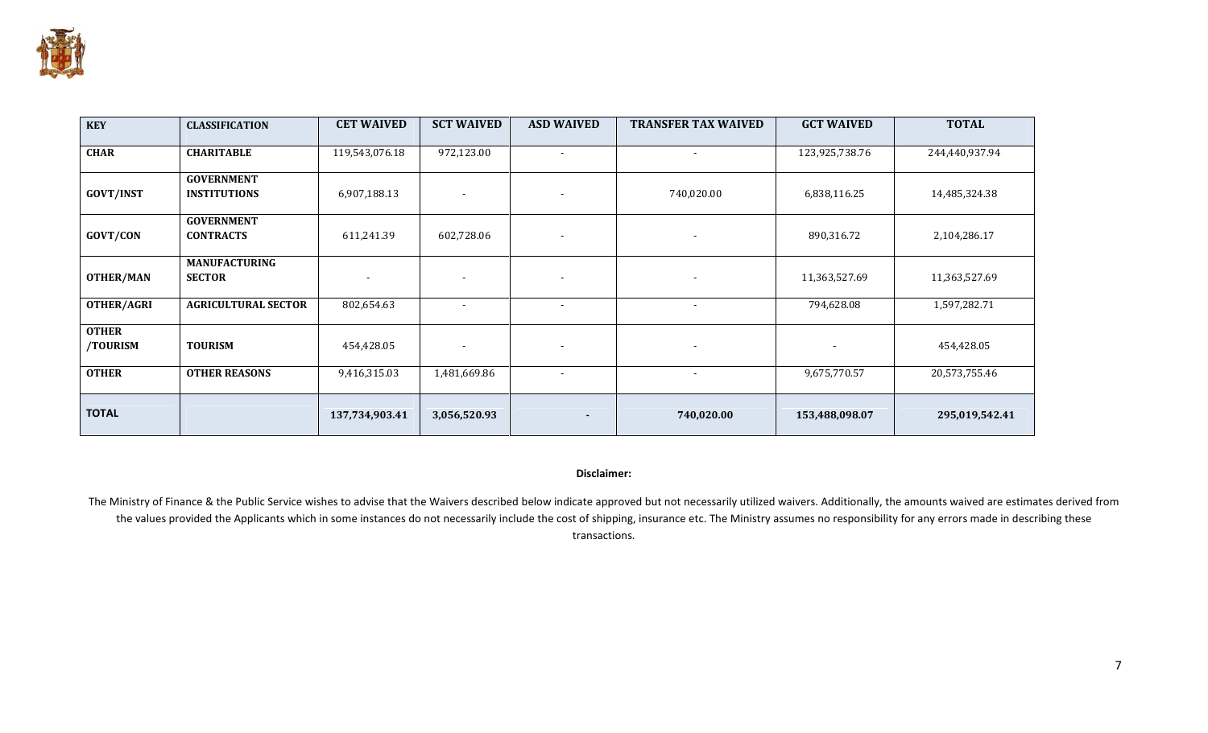| KEY | CLASSIFICATION | CET WAIVED | SCT WAIVED | ASD WAIVED | TRANSFER TAX WAIVED | GCT WAIVED | TOTAL |
|---|---|---|---|---|---|---|---|
| CHAR | CHARITABLE | 119,543,076.18 | 972,123.00 | - | - | 123,925,738.76 | 244,440,937.94 |
| GOVT/INST | GOVERNMENT INSTITUTIONS | 6,907,188.13 | - | - | 740,020.00 | 6,838,116.25 | 14,485,324.38 |
| GOVT/CON | GOVERNMENT CONTRACTS | 611,241.39 | 602,728.06 | - | - | 890,316.72 | 2,104,286.17 |
| OTHER/MAN | MANUFACTURING SECTOR | - | - | - | - | 11,363,527.69 | 11,363,527.69 |
| OTHER/AGRI | AGRICULTURAL SECTOR | 802,654.63 | - | - | - | 794,628.08 | 1,597,282.71 |
| OTHER /TOURISM | TOURISM | 454,428.05 | - | - | - | - | 454,428.05 |
| OTHER | OTHER REASONS | 9,416,315.03 | 1,481,669.86 | - | - | 9,675,770.57 | 20,573,755.46 |
| **TOTAL** | | **137,734,903.41** | **3,056,520.93** | **-** | **740,020.00** | **153,488,098.07** | **295,019,542.41** |

**Disclaimer:**

The Ministry of Finance & the Public Service wishes to advise that the Waivers described below indicate approved but not necessarily utilized waivers. Additionally, the amounts waived are estimates derived from the values provided the Applicants which in some instances do not necessarily include the cost of shipping, insurance etc. The Ministry assumes no responsibility for any errors made in describing these transactions.